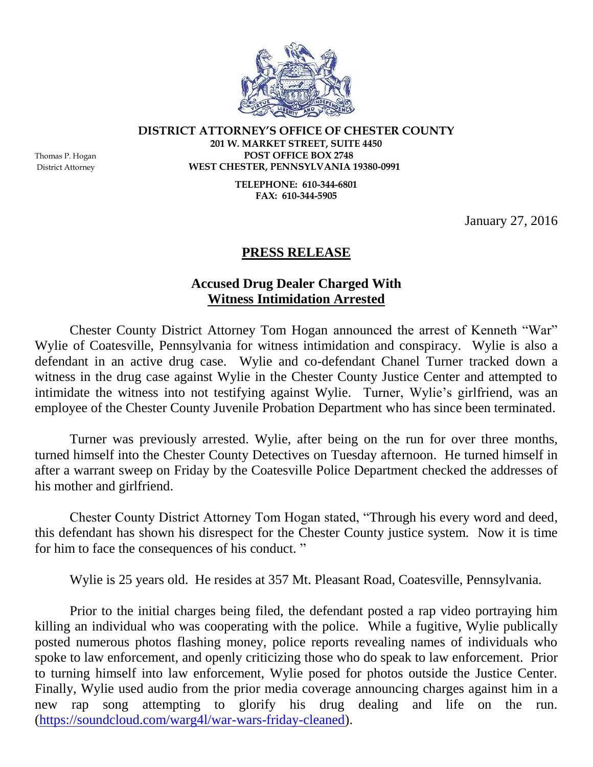**DISTRICT ATTORNEY'S OFFICE OF CHESTER COUNTY**
**201 W. MARKET STREET, SUITE 4450**
**POST OFFICE BOX 2748**
**WEST CHESTER, PENNSYLVANIA 19380-0991**

**TELEPHONE: 610-344-6801**
**FAX: 610-344-5905**

Thomas P. Hogan
District Attorney

January 27, 2016

# PRESS RELEASE

## Accused Drug Dealer Charged With Witness Intimidation Arrested

Chester County District Attorney Tom Hogan announced the arrest of Kenneth "War" Wylie of Coatesville, Pennsylvania for witness intimidation and conspiracy. Wylie is also a defendant in an active drug case. Wylie and co-defendant Chanel Turner tracked down a witness in the drug case against Wylie in the Chester County Justice Center and attempted to intimidate the witness into not testifying against Wylie. Turner, Wylie's girlfriend, was an employee of the Chester County Juvenile Probation Department who has since been terminated.

Turner was previously arrested. Wylie, after being on the run for over three months, turned himself into the Chester County Detectives on Tuesday afternoon. He turned himself in after a warrant sweep on Friday by the Coatesville Police Department checked the addresses of his mother and girlfriend.

Chester County District Attorney Tom Hogan stated, "Through his every word and deed, this defendant has shown his disrespect for the Chester County justice system. Now it is time for him to face the consequences of his conduct. "

Wylie is 25 years old. He resides at 357 Mt. Pleasant Road, Coatesville, Pennsylvania.

Prior to the initial charges being filed, the defendant posted a rap video portraying him killing an individual who was cooperating with the police. While a fugitive, Wylie publically posted numerous photos flashing money, police reports revealing names of individuals who spoke to law enforcement, and openly criticizing those who do speak to law enforcement. Prior to turning himself into law enforcement, Wylie posed for photos outside the Justice Center. Finally, Wylie used audio from the prior media coverage announcing charges against him in a new rap song attempting to glorify his drug dealing and life on the run. (https://soundcloud.com/warg4l/war-wars-friday-cleaned).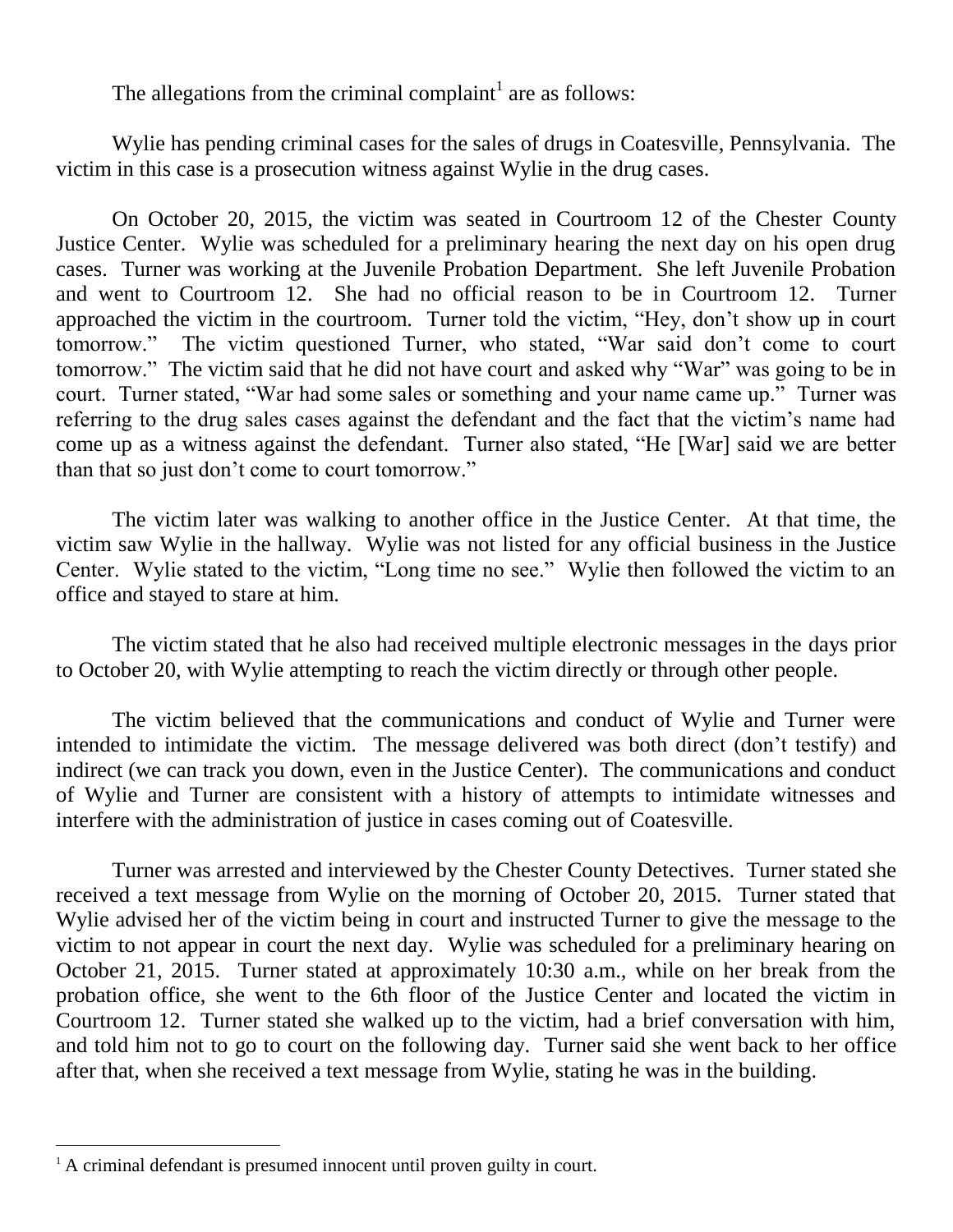The allegations from the criminal complaint[1] are as follows:

Wylie has pending criminal cases for the sales of drugs in Coatesville, Pennsylvania. The victim in this case is a prosecution witness against Wylie in the drug cases.

On October 20, 2015, the victim was seated in Courtroom 12 of the Chester County Justice Center. Wylie was scheduled for a preliminary hearing the next day on his open drug cases. Turner was working at the Juvenile Probation Department. She left Juvenile Probation and went to Courtroom 12. She had no official reason to be in Courtroom 12. Turner approached the victim in the courtroom. Turner told the victim, "Hey, don't show up in court tomorrow." The victim questioned Turner, who stated, "War said don't come to court tomorrow." The victim said that he did not have court and asked why "War" was going to be in court. Turner stated, "War had some sales or something and your name came up." Turner was referring to the drug sales cases against the defendant and the fact that the victim's name had come up as a witness against the defendant. Turner also stated, "He [War] said we are better than that so just don't come to court tomorrow."

The victim later was walking to another office in the Justice Center. At that time, the victim saw Wylie in the hallway. Wylie was not listed for any official business in the Justice Center. Wylie stated to the victim, "Long time no see." Wylie then followed the victim to an office and stayed to stare at him.

The victim stated that he also had received multiple electronic messages in the days prior to October 20, with Wylie attempting to reach the victim directly or through other people.

The victim believed that the communications and conduct of Wylie and Turner were intended to intimidate the victim. The message delivered was both direct (don't testify) and indirect (we can track you down, even in the Justice Center). The communications and conduct of Wylie and Turner are consistent with a history of attempts to intimidate witnesses and interfere with the administration of justice in cases coming out of Coatesville.

Turner was arrested and interviewed by the Chester County Detectives. Turner stated she received a text message from Wylie on the morning of October 20, 2015. Turner stated that Wylie advised her of the victim being in court and instructed Turner to give the message to the victim to not appear in court the next day. Wylie was scheduled for a preliminary hearing on October 21, 2015. Turner stated at approximately 10:30 a.m., while on her break from the probation office, she went to the 6th floor of the Justice Center and located the victim in Courtroom 12. Turner stated she walked up to the victim, had a brief conversation with him, and told him not to go to court on the following day. Turner said she went back to her office after that, when she received a text message from Wylie, stating he was in the building.

[1] A criminal defendant is presumed innocent until proven guilty in court.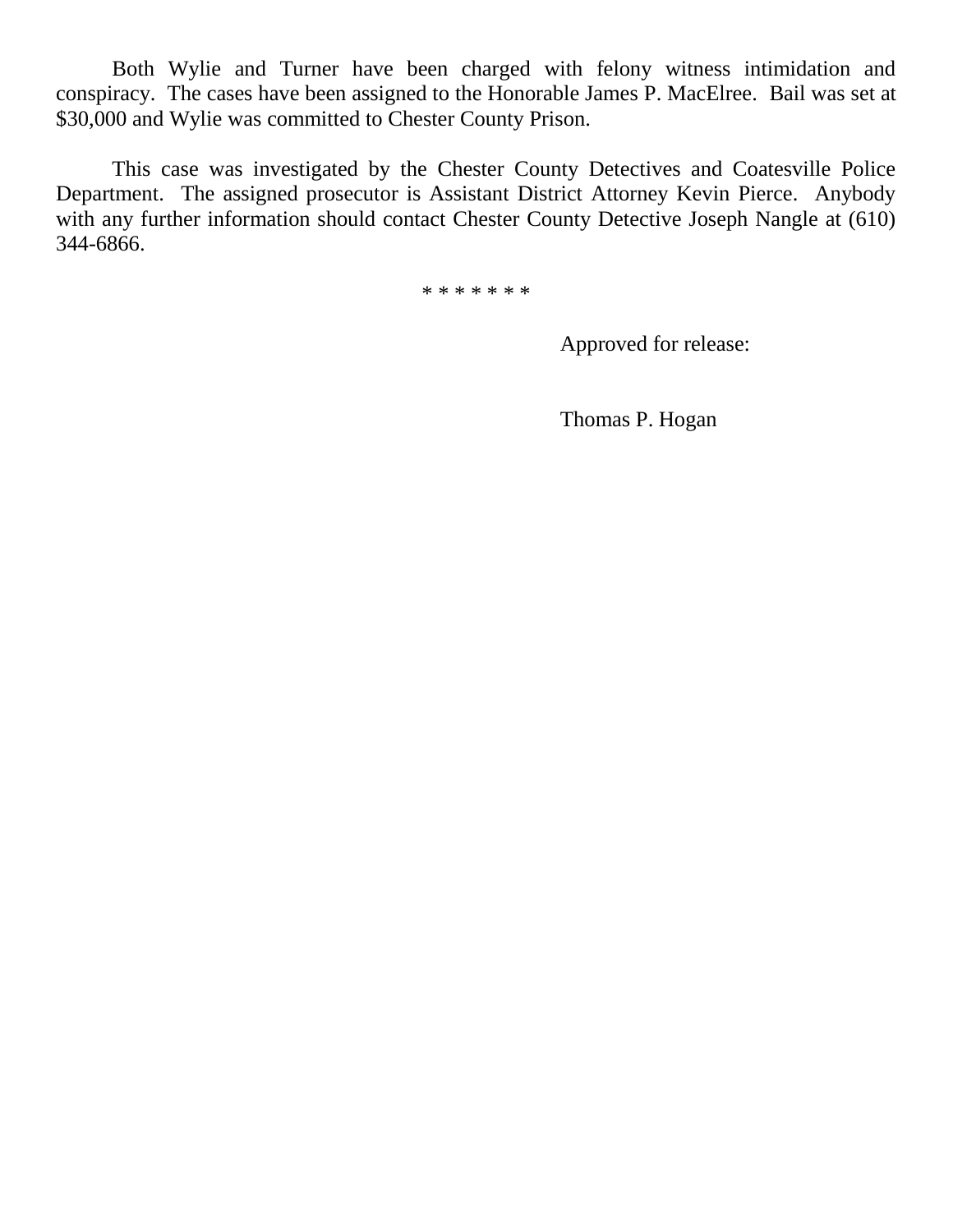Both Wylie and Turner have been charged with felony witness intimidation and conspiracy. The cases have been assigned to the Honorable James P. MacElree. Bail was set at $30,000 and Wylie was committed to Chester County Prison.

This case was investigated by the Chester County Detectives and Coatesville Police Department. The assigned prosecutor is Assistant District Attorney Kevin Pierce. Anybody with any further information should contact Chester County Detective Joseph Nangle at (610) 344-6866.

\* \* \* \* \* \* \*

Approved for release:

Thomas P. Hogan